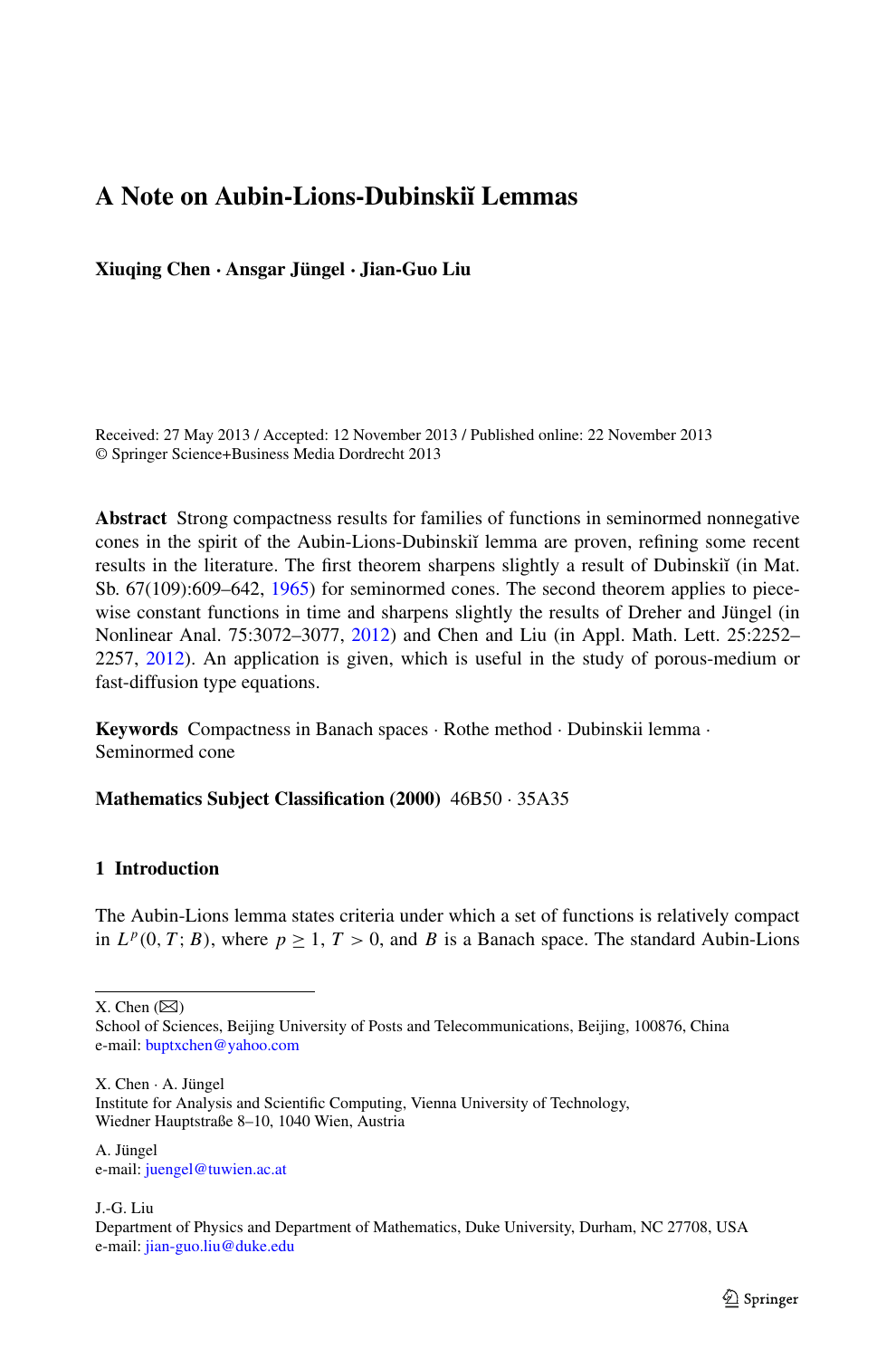# A Note on Aubin-Lions-Dubinskiĭ Lemmas

**Xiuqing Chen · Ansgar Jüngel · Jian-Guo Liu**

Received: 27 May 2013 / Accepted: 12 November 2013 / Published online: 22 November 2013
© Springer Science+Business Media Dordrecht 2013

**Abstract** Strong compactness results for families of functions in seminormed nonnegative cones in the spirit of the Aubin-Lions-Dubinskiĭ lemma are proven, refining some recent results in the literature. The first theorem sharpens slightly a result of Dubinskiĭ (in Mat. Sb. 67(109):609–642, 1965) for seminormed cones. The second theorem applies to piecewise constant functions in time and sharpens slightly the results of Dreher and Jüngel (in Nonlinear Anal. 75:3072–3077, 2012) and Chen and Liu (in Appl. Math. Lett. 25:2252–2257, 2012). An application is given, which is useful in the study of porous-medium or fast-diffusion type equations.

**Keywords** Compactness in Banach spaces · Rothe method · Dubinskii lemma · Seminormed cone

**Mathematics Subject Classification (2000)** 46B50 · 35A35

## 1 Introduction

The Aubin-Lions lemma states criteria under which a set of functions is relatively compact in $L^p(0, T; B)$, where $p \geq 1$, $T > 0$, and $B$ is a Banach space. The standard Aubin-Lions

---

X. Chen (✉)
School of Sciences, Beijing University of Posts and Telecommunications, Beijing, 100876, China
e-mail: buptxchen@yahoo.com

X. Chen · A. Jüngel
Institute for Analysis and Scientific Computing, Vienna University of Technology, Wiedner Hauptstraße 8–10, 1040 Wien, Austria

A. Jüngel
e-mail: juengel@tuwien.ac.at

J.-G. Liu
Department of Physics and Department of Mathematics, Duke University, Durham, NC 27708, USA
e-mail: jian-guo.liu@duke.edu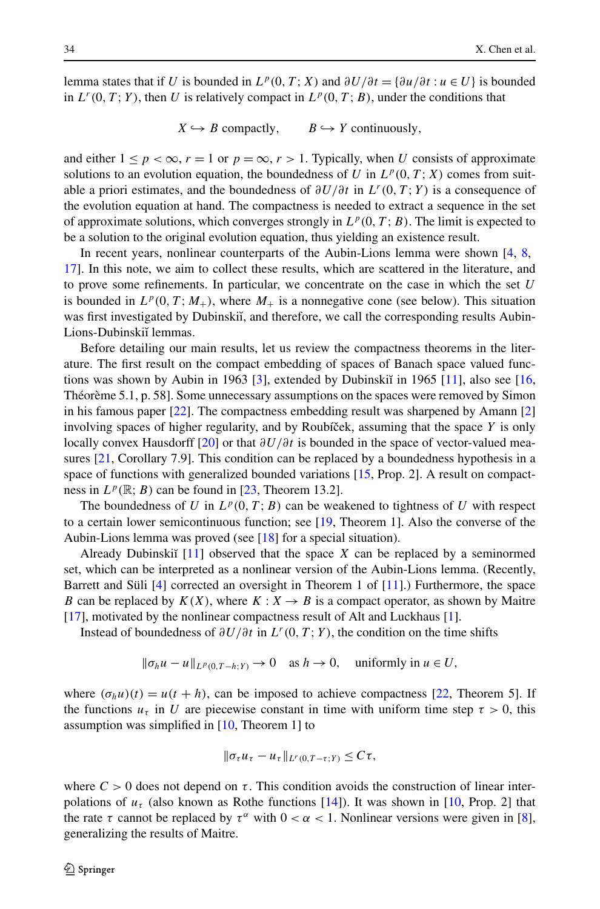lemma states that if $U$ is bounded in $L^p(0,T;X)$ and $\partial U/\partial t = \{\partial u/\partial t : u \in U\}$ is bounded in $L^r(0,T;Y)$, then $U$ is relatively compact in $L^p(0,T;B)$, under the conditions that

$$X \hookrightarrow B \text{ compactly}, \qquad B \hookrightarrow Y \text{ continuously},$$

and either $1 \le p < \infty$, $r = 1$ or $p = \infty$, $r > 1$. Typically, when $U$ consists of approximate solutions to an evolution equation, the boundedness of $U$ in $L^p(0,T;X)$ comes from suitable a priori estimates, and the boundedness of $\partial U/\partial t$ in $L^r(0,T;Y)$ is a consequence of the evolution equation at hand. The compactness is needed to extract a sequence in the set of approximate solutions, which converges strongly in $L^p(0,T;B)$. The limit is expected to be a solution to the original evolution equation, thus yielding an existence result.

In recent years, nonlinear counterparts of the Aubin-Lions lemma were shown [4, 8, 17]. In this note, we aim to collect these results, which are scattered in the literature, and to prove some refinements. In particular, we concentrate on the case in which the set $U$ is bounded in $L^p(0,T;M_+)$, where $M_+$ is a nonnegative cone (see below). This situation was first investigated by Dubinskiĭ, and therefore, we call the corresponding results Aubin-Lions-Dubinskiĭ lemmas.

Before detailing our main results, let us review the compactness theorems in the literature. The first result on the compact embedding of spaces of Banach space valued functions was shown by Aubin in 1963 [3], extended by Dubinskiĭ in 1965 [11], also see [16, Théorème 5.1, p. 58]. Some unnecessary assumptions on the spaces were removed by Simon in his famous paper [22]. The compactness embedding result was sharpened by Amann [2] involving spaces of higher regularity, and by Roubíček, assuming that the space $Y$ is only locally convex Hausdorff [20] or that $\partial U/\partial t$ is bounded in the space of vector-valued measures [21, Corollary 7.9]. This condition can be replaced by a boundedness hypothesis in a space of functions with generalized bounded variations [15, Prop. 2]. A result on compactness in $L^p(\mathbb{R};B)$ can be found in [23, Theorem 13.2].

The boundedness of $U$ in $L^p(0,T;B)$ can be weakened to tightness of $U$ with respect to a certain lower semicontinuous function; see [19, Theorem 1]. Also the converse of the Aubin-Lions lemma was proved (see [18] for a special situation).

Already Dubinskiĭ [11] observed that the space $X$ can be replaced by a seminormed set, which can be interpreted as a nonlinear version of the Aubin-Lions lemma. (Recently, Barrett and Süli [4] corrected an oversight in Theorem 1 of [11].) Furthermore, the space $B$ can be replaced by $K(X)$, where $K : X \to B$ is a compact operator, as shown by Maitre [17], motivated by the nonlinear compactness result of Alt and Luckhaus [1].

Instead of boundedness of $\partial U/\partial t$ in $L^r(0,T;Y)$, the condition on the time shifts

$$\|\sigma_h u - u\|_{L^p(0,T-h;Y)} \to 0 \quad \text{as } h \to 0, \quad \text{uniformly in } u \in U,$$

where $(\sigma_h u)(t) = u(t+h)$, can be imposed to achieve compactness [22, Theorem 5]. If the functions $u_\tau$ in $U$ are piecewise constant in time with uniform time step $\tau > 0$, this assumption was simplified in [10, Theorem 1] to

$$\|\sigma_\tau u_\tau - u_\tau\|_{L^r(0,T-\tau;Y)} \le C\tau,$$

where $C > 0$ does not depend on $\tau$. This condition avoids the construction of linear interpolations of $u_\tau$ (also known as Rothe functions [14]). It was shown in [10, Prop. 2] that the rate $\tau$ cannot be replaced by $\tau^\alpha$ with $0 < \alpha < 1$. Nonlinear versions were given in [8], generalizing the results of Maitre.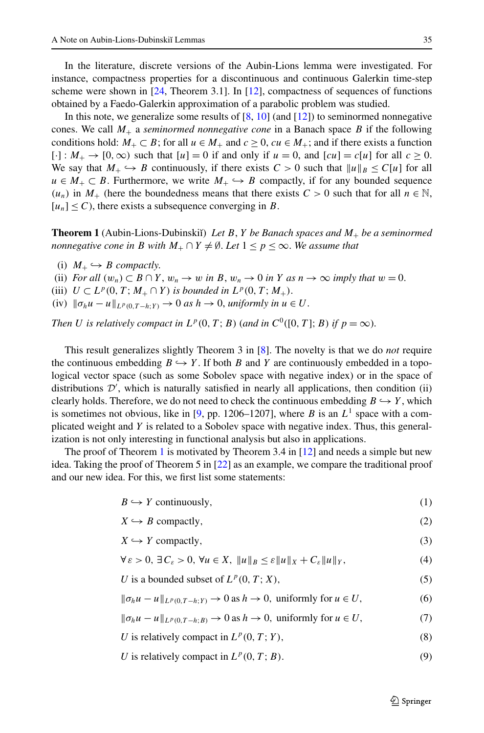In the literature, discrete versions of the Aubin-Lions lemma were investigated. For instance, compactness properties for a discontinuous and continuous Galerkin time-step scheme were shown in [24, Theorem 3.1]. In [12], compactness of sequences of functions obtained by a Faedo-Galerkin approximation of a parabolic problem was studied.

In this note, we generalize some results of [8, 10] (and [12]) to seminormed nonnegative cones. We call $M_+$ a *seminormed nonnegative cone* in a Banach space $B$ if the following conditions hold: $M_+ \subset B$; for all $u \in M_+$ and $c \geq 0$, $cu \in M_+$; and if there exists a function $[\cdot] : M_+ \to [0, \infty)$ such that $[u] = 0$ if and only if $u = 0$, and $[cu] = c[u]$ for all $c \geq 0$. We say that $M_+ \hookrightarrow B$ continuously, if there exists $C > 0$ such that $\|u\|_B \leq C[u]$ for all $u \in M_+ \subset B$. Furthermore, we write $M_+ \hookrightarrow B$ compactly, if for any bounded sequence $(u_n)$ in $M_+$ (here the boundedness means that there exists $C > 0$ such that for all $n \in \mathbb{N}$, $[u_n] \leq C$), there exists a subsequence converging in $B$.

**Theorem 1** (Aubin-Lions-Dubinskiĭ) *Let $B$, $Y$ be Banach spaces and $M_+$ be a seminormed nonnegative cone in $B$ with $M_+ \cap Y \neq \emptyset$. Let $1 \leq p \leq \infty$. We assume that*

- (i) *$M_+ \hookrightarrow B$ compactly.*
- (ii) *For all $(w_n) \subset B \cap Y$, $w_n \to w$ in $B$, $w_n \to 0$ in $Y$ as $n \to \infty$ imply that $w = 0$.*
- (iii) *$U \subset L^p(0, T; M_+ \cap Y)$ is bounded in $L^p(0, T; M_+)$.*
- (iv) *$\|\sigma_h u - u\|_{L^p(0,T-h;Y)} \to 0$ as $h \to 0$, uniformly in $u \in U$.*

*Then $U$ is relatively compact in $L^p(0, T; B)$ (and in $C^0([0, T]; B)$ if $p = \infty$).*

This result generalizes slightly Theorem 3 in [8]. The novelty is that we do *not* require the continuous embedding $B \hookrightarrow Y$. If both $B$ and $Y$ are continuously embedded in a topological vector space (such as some Sobolev space with negative index) or in the space of distributions $\mathcal{D}'$, which is naturally satisfied in nearly all applications, then condition (ii) clearly holds. Therefore, we do not need to check the continuous embedding $B \hookrightarrow Y$, which is sometimes not obvious, like in [9, pp. 1206–1207], where $B$ is an $L^1$ space with a complicated weight and $Y$ is related to a Sobolev space with negative index. Thus, this generalization is not only interesting in functional analysis but also in applications.

The proof of Theorem 1 is motivated by Theorem 3.4 in [12] and needs a simple but new idea. Taking the proof of Theorem 5 in [22] as an example, we compare the traditional proof and our new idea. For this, we first list some statements:

$$B \hookrightarrow Y \text{ continuously,} \tag{1}$$

$$X \hookrightarrow B \text{ compactly,} \tag{2}$$

$$X \hookrightarrow Y \text{ compactly,} \tag{3}$$

$$\forall \varepsilon > 0,\ \exists C_\varepsilon > 0,\ \forall u \in X,\ \|u\|_B \leq \varepsilon \|u\|_X + C_\varepsilon \|u\|_Y, \tag{4}$$

$$U \text{ is a bounded subset of } L^p(0, T; X), \tag{5}$$

$$\|\sigma_h u - u\|_{L^p(0,T-h;Y)} \to 0 \text{ as } h \to 0, \text{ uniformly for } u \in U, \tag{6}$$

$$\|\sigma_h u - u\|_{L^p(0,T-h;B)} \to 0 \text{ as } h \to 0, \text{ uniformly for } u \in U, \tag{7}$$

$$U \text{ is relatively compact in } L^p(0, T; Y), \tag{8}$$

$$U \text{ is relatively compact in } L^p(0, T; B). \tag{9}$$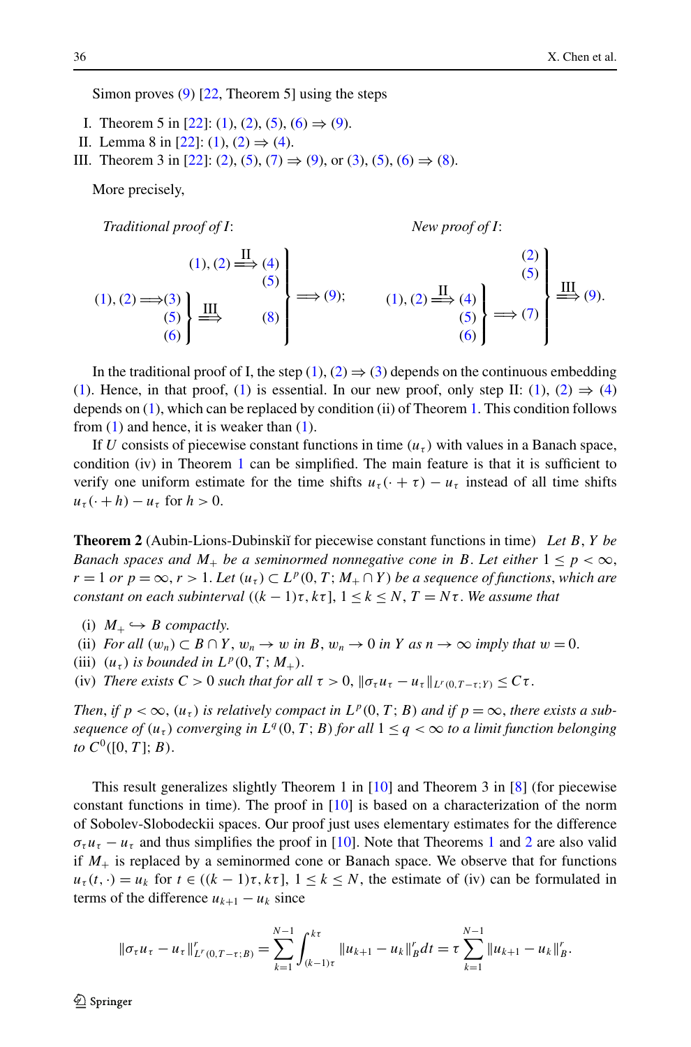Simon proves (9) [22, Theorem 5] using the steps

I. Theorem 5 in [22]: (1), (2), (5), (6) ⇒ (9).
II. Lemma 8 in [22]: (1), (2) ⇒ (4).
III. Theorem 3 in [22]: (2), (5), (7) ⇒ (9), or (3), (5), (6) ⇒ (8).

More precisely,

*Traditional proof of I*:

$$\left.\begin{array}{r} (1),(2) \overset{\text{II}}{\Longrightarrow} (4) \\ (5) \\ (1),(2) \Longrightarrow \left.\begin{array}{r}(3)\\(5)\\(6)\end{array}\right\} \overset{\text{III}}{\Longrightarrow} (8) \end{array}\right\} \Longrightarrow (9);$$

*New proof of I*:

$$\left.\begin{array}{r} (2) \\ (5) \\ (1),(2) \overset{\text{II}}{\Longrightarrow} \left.\begin{array}{r}(4)\\(5)\\(6)\end{array}\right\} \Longrightarrow (7) \end{array}\right\} \overset{\text{III}}{\Longrightarrow} (9).$$

In the traditional proof of I, the step (1), (2) ⇒ (3) depends on the continuous embedding (1). Hence, in that proof, (1) is essential. In our new proof, only step II: (1), (2) ⇒ (4) depends on (1), which can be replaced by condition (ii) of Theorem 1. This condition follows from (1) and hence, it is weaker than (1).

If $U$ consists of piecewise constant functions in time $(u_\tau)$ with values in a Banach space, condition (iv) in Theorem 1 can be simplified. The main feature is that it is sufficient to verify one uniform estimate for the time shifts $u_\tau(\cdot+\tau)-u_\tau$ instead of all time shifts $u_\tau(\cdot+h)-u_\tau$ for $h>0$.

**Theorem 2** (Aubin-Lions-Dubinskiĭ for piecewise constant functions in time) *Let $B$, $Y$ be Banach spaces and $M_+$ be a seminormed nonnegative cone in $B$. Let either $1\le p<\infty$, $r=1$ or $p=\infty$, $r>1$. Let $(u_\tau)\subset L^p(0,T;M_+\cap Y)$ be a sequence of functions, which are constant on each subinterval $((k-1)\tau,k\tau]$, $1\le k\le N$, $T=N\tau$. We assume that*

(i) *$M_+\hookrightarrow B$ compactly.*
(ii) *For all $(w_n)\subset B\cap Y$, $w_n\to w$ in $B$, $w_n\to 0$ in $Y$ as $n\to\infty$ imply that $w=0$.*
(iii) *$(u_\tau)$ is bounded in $L^p(0,T;M_+)$.*
(iv) *There exists $C>0$ such that for all $\tau>0$, $\|\sigma_\tau u_\tau-u_\tau\|_{L^r(0,T-\tau;Y)}\le C\tau$.*

*Then, if $p<\infty$, $(u_\tau)$ is relatively compact in $L^p(0,T;B)$ and if $p=\infty$, there exists a subsequence of $(u_\tau)$ converging in $L^q(0,T;B)$ for all $1\le q<\infty$ to a limit function belonging to $C^0([0,T];B)$.*

This result generalizes slightly Theorem 1 in [10] and Theorem 3 in [8] (for piecewise constant functions in time). The proof in [10] is based on a characterization of the norm of Sobolev-Slobodeckii spaces. Our proof just uses elementary estimates for the difference $\sigma_\tau u_\tau-u_\tau$ and thus simplifies the proof in [10]. Note that Theorems 1 and 2 are also valid if $M_+$ is replaced by a seminormed cone or Banach space. We observe that for functions $u_\tau(t,\cdot)=u_k$ for $t\in((k-1)\tau,k\tau]$, $1\le k\le N$, the estimate of (iv) can be formulated in terms of the difference $u_{k+1}-u_k$ since

$$\|\sigma_\tau u_\tau-u_\tau\|^r_{L^r(0,T-\tau;B)}=\sum_{k=1}^{N-1}\int_{(k-1)\tau}^{k\tau}\|u_{k+1}-u_k\|^r_B dt=\tau\sum_{k=1}^{N-1}\|u_{k+1}-u_k\|^r_B.$$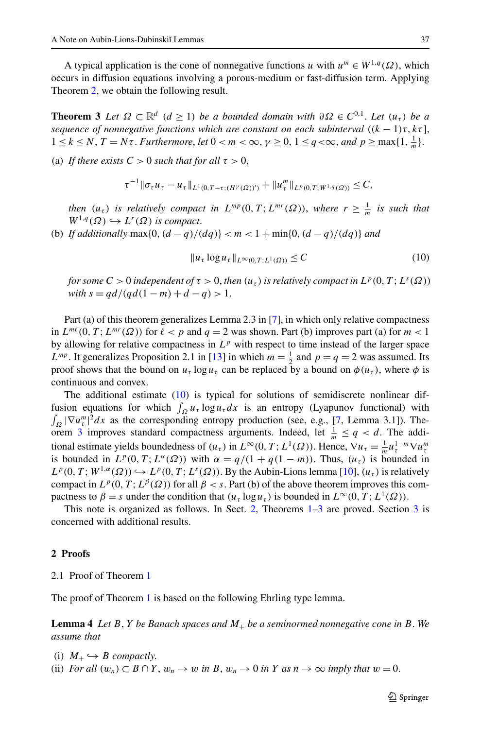A typical application is the cone of nonnegative functions $u$ with $u^m \in W^{1,q}(\Omega)$, which occurs in diffusion equations involving a porous-medium or fast-diffusion term. Applying Theorem 2, we obtain the following result.

**Theorem 3** *Let $\Omega \subset \mathbb{R}^d$ $(d \geq 1)$ be a bounded domain with $\partial\Omega \in C^{0,1}$. Let $(u_\tau)$ be a sequence of nonnegative functions which are constant on each subinterval $((k-1)\tau, k\tau]$, $1 \leq k \leq N$, $T = N\tau$. Furthermore, let $0 < m < \infty$, $\gamma \geq 0$, $1 \leq q < \infty$, and $p \geq \max\{1, \frac{1}{m}\}$.*

(a) *If there exists $C > 0$ such that for all $\tau > 0$,*

$$\tau^{-1}\|\sigma_\tau u_\tau - u_\tau\|_{L^1(0,T-\tau;(H^\gamma(\Omega))')} + \|u_\tau^m\|_{L^p(0,T;W^{1,q}(\Omega))} \leq C,$$

*then $(u_\tau)$ is relatively compact in $L^{mp}(0,T;L^{mr}(\Omega))$, where $r \geq \frac{1}{m}$ is such that $W^{1,q}(\Omega) \hookrightarrow L^r(\Omega)$ is compact.*

(b) *If additionally $\max\{0,(d-q)/(dq)\} < m < 1 + \min\{0,(d-q)/(dq)\}$ and*

$$\|u_\tau \log u_\tau\|_{L^\infty(0,T;L^1(\Omega))} \leq C \tag{10}$$

*for some $C > 0$ independent of $\tau > 0$, then $(u_\tau)$ is relatively compact in $L^p(0,T;L^s(\Omega))$ with $s = qd/(qd(1-m)+d-q) > 1$.*

Part (a) of this theorem generalizes Lemma 2.3 in [7], in which only relative compactness in $L^{m\ell}(0,T;L^{mr}(\Omega))$ for $\ell < p$ and $q = 2$ was shown. Part (b) improves part (a) for $m < 1$ by allowing for relative compactness in $L^p$ with respect to time instead of the larger space $L^{mp}$. It generalizes Proposition 2.1 in [13] in which $m = \frac{1}{2}$ and $p = q = 2$ was assumed. Its proof shows that the bound on $u_\tau \log u_\tau$ can be replaced by a bound on $\phi(u_\tau)$, where $\phi$ is continuous and convex.

The additional estimate (10) is typical for solutions of semidiscrete nonlinear diffusion equations for which $\int_\Omega u_\tau \log u_\tau dx$ is an entropy (Lyapunov functional) with $\int_\Omega |\nabla u_\tau^m|^2 dx$ as the corresponding entropy production (see, e.g., [7, Lemma 3.1]). Theorem 3 improves standard compactness arguments. Indeed, let $\frac{1}{m} \leq q < d$. The additional estimate yields boundedness of $(u_\tau)$ in $L^\infty(0,T;L^1(\Omega))$. Hence, $\nabla u_\tau = \frac{1}{m}u_\tau^{1-m}\nabla u_\tau^m$ is bounded in $L^p(0,T;L^\alpha(\Omega))$ with $\alpha = q/(1+q(1-m))$. Thus, $(u_\tau)$ is bounded in $L^p(0,T;W^{1,\alpha}(\Omega)) \hookrightarrow L^p(0,T;L^s(\Omega))$. By the Aubin-Lions lemma [10], $(u_\tau)$ is relatively compact in $L^p(0,T;L^\beta(\Omega))$ for all $\beta < s$. Part (b) of the above theorem improves this compactness to $\beta = s$ under the condition that $(u_\tau \log u_\tau)$ is bounded in $L^\infty(0,T;L^1(\Omega))$.

This note is organized as follows. In Sect. 2, Theorems 1–3 are proved. Section 3 is concerned with additional results.

## 2 Proofs

### 2.1 Proof of Theorem 1

The proof of Theorem 1 is based on the following Ehrling type lemma.

**Lemma 4** *Let $B$, $Y$ be Banach spaces and $M_+$ be a seminormed nonnegative cone in $B$. We assume that*

(i) *$M_+ \hookrightarrow B$ compactly.*
(ii) *For all $(w_n) \subset B \cap Y$, $w_n \to w$ in $B$, $w_n \to 0$ in $Y$ as $n \to \infty$ imply that $w = 0$.*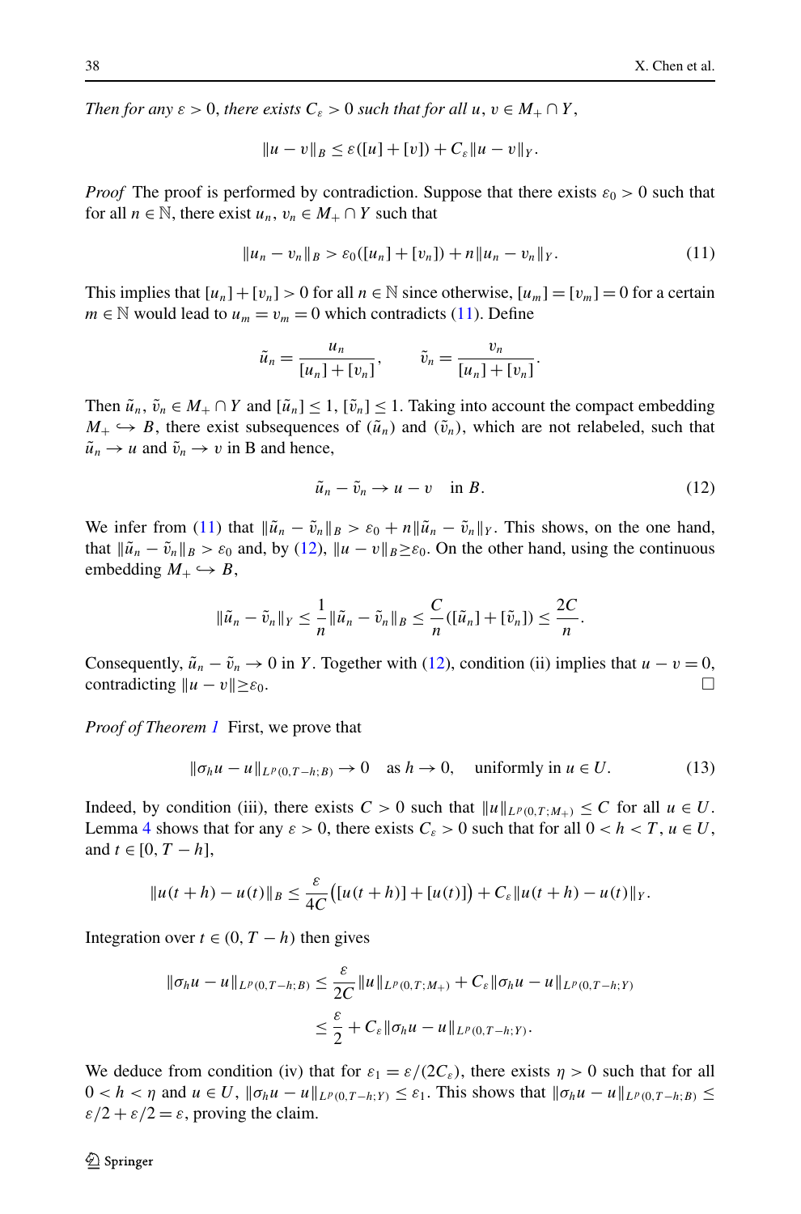*Then for any $\varepsilon > 0$, there exists $C_\varepsilon > 0$ such that for all $u, v \in M_+ \cap Y$,*

$$\|u - v\|_B \le \varepsilon([u] + [v]) + C_\varepsilon \|u - v\|_Y.$$

*Proof* The proof is performed by contradiction. Suppose that there exists $\varepsilon_0 > 0$ such that for all $n \in \mathbb{N}$, there exist $u_n, v_n \in M_+ \cap Y$ such that

$$\|u_n - v_n\|_B > \varepsilon_0([u_n] + [v_n]) + n\|u_n - v_n\|_Y. \tag{11}$$

This implies that $[u_n] + [v_n] > 0$ for all $n \in \mathbb{N}$ since otherwise, $[u_m] = [v_m] = 0$ for a certain $m \in \mathbb{N}$ would lead to $u_m = v_m = 0$ which contradicts (11). Define

$$\tilde{u}_n = \frac{u_n}{[u_n] + [v_n]}, \qquad \tilde{v}_n = \frac{v_n}{[u_n] + [v_n]}.$$

Then $\tilde{u}_n, \tilde{v}_n \in M_+ \cap Y$ and $[\tilde{u}_n] \le 1$, $[\tilde{v}_n] \le 1$. Taking into account the compact embedding $M_+ \hookrightarrow B$, there exist subsequences of $(\tilde{u}_n)$ and $(\tilde{v}_n)$, which are not relabeled, such that $\tilde{u}_n \to u$ and $\tilde{v}_n \to v$ in B and hence,

$$\tilde{u}_n - \tilde{v}_n \to u - v \quad \text{in } B. \tag{12}$$

We infer from (11) that $\|\tilde{u}_n - \tilde{v}_n\|_B > \varepsilon_0 + n\|\tilde{u}_n - \tilde{v}_n\|_Y$. This shows, on the one hand, that $\|\tilde{u}_n - \tilde{v}_n\|_B > \varepsilon_0$ and, by (12), $\|u - v\|_B \ge \varepsilon_0$. On the other hand, using the continuous embedding $M_+ \hookrightarrow B$,

$$\|\tilde{u}_n - \tilde{v}_n\|_Y \le \frac{1}{n}\|\tilde{u}_n - \tilde{v}_n\|_B \le \frac{C}{n}([\tilde{u}_n] + [\tilde{v}_n]) \le \frac{2C}{n}.$$

Consequently, $\tilde{u}_n - \tilde{v}_n \to 0$ in $Y$. Together with (12), condition (ii) implies that $u - v = 0$, contradicting $\|u - v\| \ge \varepsilon_0$. □

*Proof of Theorem 1* First, we prove that

$$\|\sigma_h u - u\|_{L^p(0,T-h;B)} \to 0 \quad \text{as } h \to 0, \quad \text{uniformly in } u \in U. \tag{13}$$

Indeed, by condition (iii), there exists $C > 0$ such that $\|u\|_{L^p(0,T;M_+)} \le C$ for all $u \in U$. Lemma 4 shows that for any $\varepsilon > 0$, there exists $C_\varepsilon > 0$ such that for all $0 < h < T$, $u \in U$, and $t \in [0, T - h]$,

$$\|u(t+h) - u(t)\|_B \le \frac{\varepsilon}{4C}\big([u(t+h)] + [u(t)]\big) + C_\varepsilon \|u(t+h) - u(t)\|_Y.$$

Integration over $t \in (0, T - h)$ then gives

$$\begin{aligned}
\|\sigma_h u - u\|_{L^p(0,T-h;B)} &\le \frac{\varepsilon}{2C}\|u\|_{L^p(0,T;M_+)} + C_\varepsilon \|\sigma_h u - u\|_{L^p(0,T-h;Y)} \\
&\le \frac{\varepsilon}{2} + C_\varepsilon \|\sigma_h u - u\|_{L^p(0,T-h;Y)}.
\end{aligned}$$

We deduce from condition (iv) that for $\varepsilon_1 = \varepsilon/(2C_\varepsilon)$, there exists $\eta > 0$ such that for all $0 < h < \eta$ and $u \in U$, $\|\sigma_h u - u\|_{L^p(0,T-h;Y)} \le \varepsilon_1$. This shows that $\|\sigma_h u - u\|_{L^p(0,T-h;B)} \le \varepsilon/2 + \varepsilon/2 = \varepsilon$, proving the claim.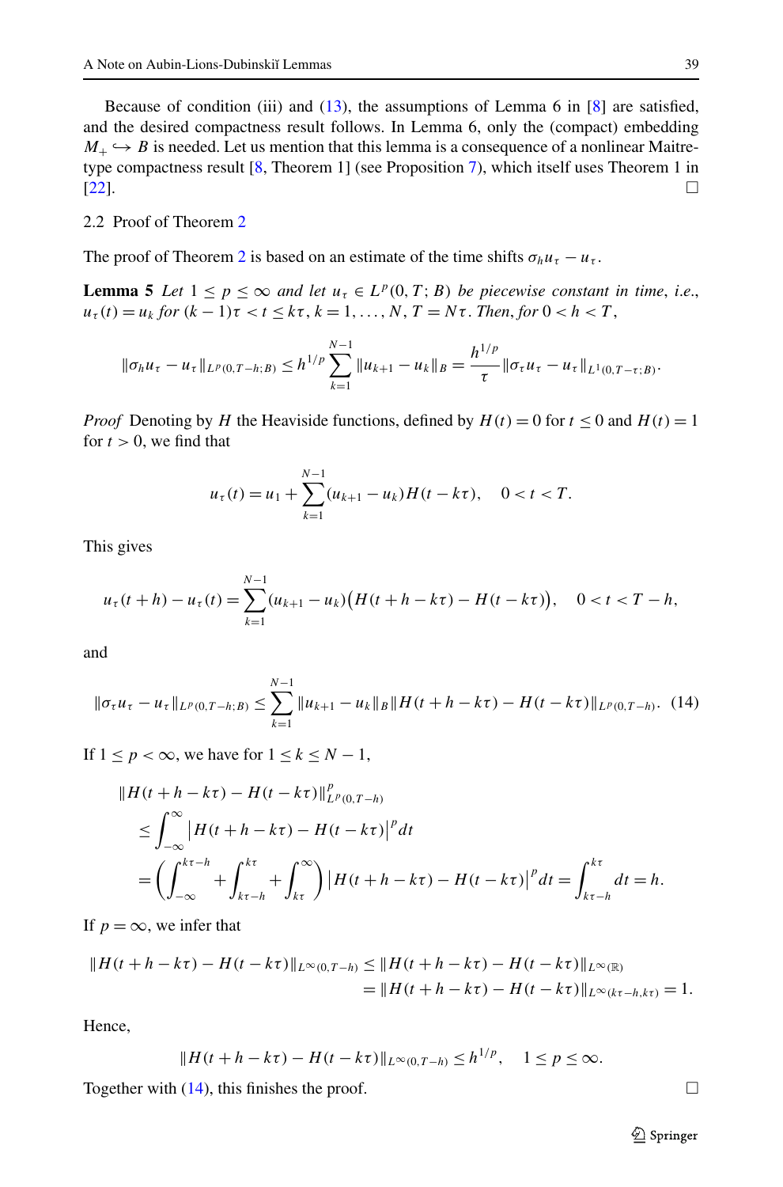Because of condition (iii) and (13), the assumptions of Lemma 6 in [8] are satisfied, and the desired compactness result follows. In Lemma 6, only the (compact) embedding $M_+ \hookrightarrow B$ is needed. Let us mention that this lemma is a consequence of a nonlinear Maitre-type compactness result [8, Theorem 1] (see Proposition 7), which itself uses Theorem 1 in [22]. □

### 2.2 Proof of Theorem 2

The proof of Theorem 2 is based on an estimate of the time shifts $\sigma_h u_\tau - u_\tau$.

**Lemma 5** *Let $1 \le p \le \infty$ and let $u_\tau \in L^p(0,T;B)$ be piecewise constant in time, i.e., $u_\tau(t) = u_k$ for $(k-1)\tau < t \le k\tau$, $k = 1,\dots,N$, $T = N\tau$. Then, for $0 < h < T$,*

$$\|\sigma_h u_\tau - u_\tau\|_{L^p(0,T-h;B)} \le h^{1/p} \sum_{k=1}^{N-1} \|u_{k+1} - u_k\|_B = \frac{h^{1/p}}{\tau} \|\sigma_\tau u_\tau - u_\tau\|_{L^1(0,T-\tau;B)}.$$

*Proof* Denoting by $H$ the Heaviside functions, defined by $H(t) = 0$ for $t \le 0$ and $H(t) = 1$ for $t > 0$, we find that

$$u_\tau(t) = u_1 + \sum_{k=1}^{N-1} (u_{k+1} - u_k) H(t - k\tau), \quad 0 < t < T.$$

This gives

$$u_\tau(t+h) - u_\tau(t) = \sum_{k=1}^{N-1} (u_{k+1} - u_k)\big(H(t+h-k\tau) - H(t-k\tau)\big), \quad 0 < t < T-h,$$

and

$$\|\sigma_\tau u_\tau - u_\tau\|_{L^p(0,T-h;B)} \le \sum_{k=1}^{N-1} \|u_{k+1} - u_k\|_B \|H(t+h-k\tau) - H(t-k\tau)\|_{L^p(0,T-h)}. \quad (14)$$

If $1 \le p < \infty$, we have for $1 \le k \le N-1$,

$$\begin{aligned}
&\|H(t+h-k\tau) - H(t-k\tau)\|^p_{L^p(0,T-h)} \\
&\quad \le \int_{-\infty}^{\infty} \big|H(t+h-k\tau) - H(t-k\tau)\big|^p dt \\
&\quad = \bigg(\int_{-\infty}^{k\tau-h} + \int_{k\tau-h}^{k\tau} + \int_{k\tau}^{\infty}\bigg) \big|H(t+h-k\tau) - H(t-k\tau)\big|^p dt = \int_{k\tau-h}^{k\tau} dt = h.
\end{aligned}$$

If $p = \infty$, we infer that

$$\begin{aligned}
\|H(t+h-k\tau) - H(t-k\tau)\|_{L^\infty(0,T-h)} &\le \|H(t+h-k\tau) - H(t-k\tau)\|_{L^\infty(\mathbb{R})} \\
&= \|H(t+h-k\tau) - H(t-k\tau)\|_{L^\infty(k\tau-h,k\tau)} = 1.
\end{aligned}$$

Hence,

$$\|H(t+h-k\tau) - H(t-k\tau)\|_{L^\infty(0,T-h)} \le h^{1/p}, \quad 1 \le p \le \infty.$$

Together with (14), this finishes the proof. □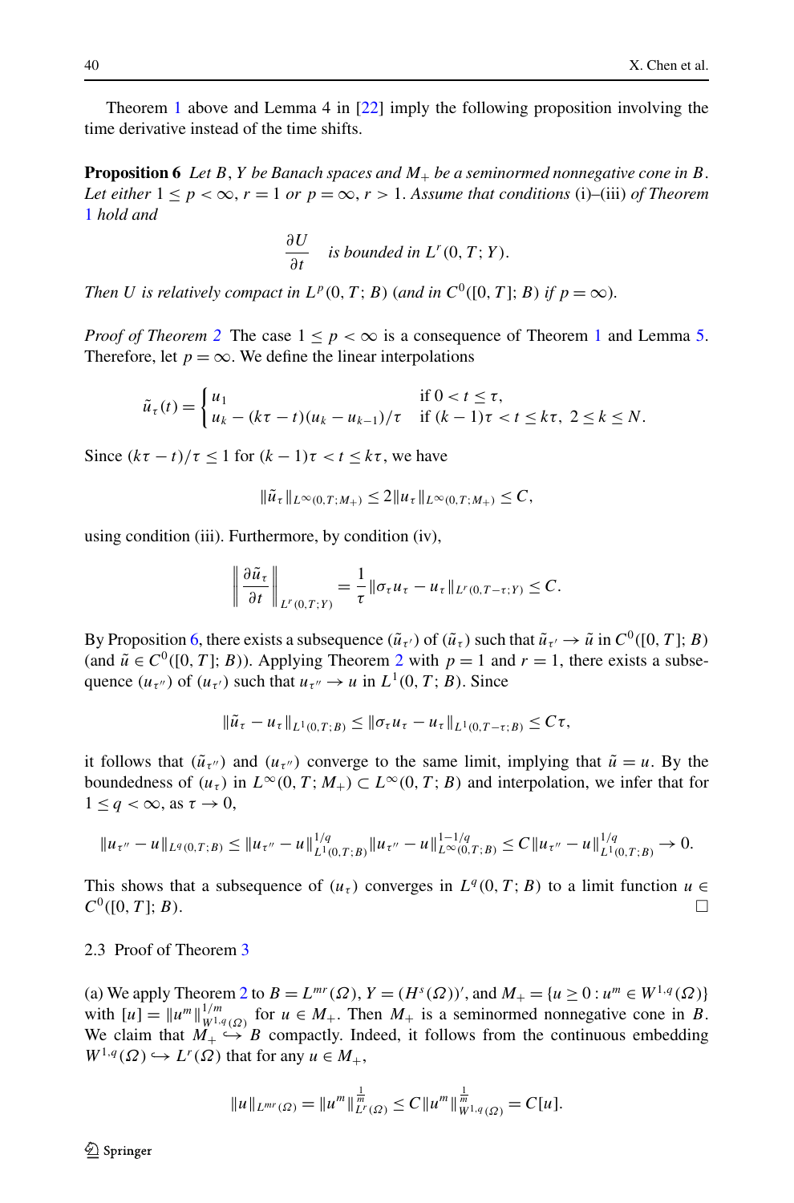Theorem 1 above and Lemma 4 in [22] imply the following proposition involving the time derivative instead of the time shifts.

**Proposition 6** *Let $B$, $Y$ be Banach spaces and $M_+$ be a seminormed nonnegative cone in $B$. Let either $1 \le p < \infty$, $r = 1$ or $p = \infty$, $r > 1$. Assume that conditions* (i)–(iii) *of Theorem 1 hold and*

$$\frac{\partial U}{\partial t} \quad \text{is bounded in } L^r(0,T;Y).$$

*Then $U$ is relatively compact in $L^p(0,T;B)$ (and in $C^0([0,T];B)$ if $p = \infty$).*

*Proof of Theorem 2* The case $1 \le p < \infty$ is a consequence of Theorem 1 and Lemma 5. Therefore, let $p = \infty$. We define the linear interpolations

$$\tilde{u}_\tau(t) = \begin{cases} u_1 & \text{if } 0 < t \le \tau, \\ u_k - (k\tau - t)(u_k - u_{k-1})/\tau & \text{if } (k-1)\tau < t \le k\tau,\ 2 \le k \le N. \end{cases}$$

Since $(k\tau - t)/\tau \le 1$ for $(k-1)\tau < t \le k\tau$, we have

$$\|\tilde{u}_\tau\|_{L^\infty(0,T;M_+)} \le 2\|u_\tau\|_{L^\infty(0,T;M_+)} \le C,$$

using condition (iii). Furthermore, by condition (iv),

$$\left\| \frac{\partial \tilde{u}_\tau}{\partial t} \right\|_{L^r(0,T;Y)} = \frac{1}{\tau}\|\sigma_\tau u_\tau - u_\tau\|_{L^r(0,T-\tau;Y)} \le C.$$

By Proposition 6, there exists a subsequence $(\tilde{u}_{\tau'})$ of $(\tilde{u}_\tau)$ such that $\tilde{u}_{\tau'} \to \tilde{u}$ in $C^0([0,T];B)$ (and $\tilde{u} \in C^0([0,T];B)$). Applying Theorem 2 with $p = 1$ and $r = 1$, there exists a subsequence $(u_{\tau''})$ of $(u_{\tau'})$ such that $u_{\tau''} \to u$ in $L^1(0,T;B)$. Since

$$\|\tilde{u}_\tau - u_\tau\|_{L^1(0,T;B)} \le \|\sigma_\tau u_\tau - u_\tau\|_{L^1(0,T-\tau;B)} \le C\tau,$$

it follows that $(\tilde{u}_{\tau''})$ and $(u_{\tau''})$ converge to the same limit, implying that $\tilde{u} = u$. By the boundedness of $(u_\tau)$ in $L^\infty(0,T;M_+) \subset L^\infty(0,T;B)$ and interpolation, we infer that for $1 \le q < \infty$, as $\tau \to 0$,

$$\|u_{\tau''} - u\|_{L^q(0,T;B)} \le \|u_{\tau''} - u\|^{1/q}_{L^1(0,T;B)} \|u_{\tau''} - u\|^{1-1/q}_{L^\infty(0,T;B)} \le C\|u_{\tau''} - u\|^{1/q}_{L^1(0,T;B)} \to 0.$$

This shows that a subsequence of $(u_\tau)$ converges in $L^q(0,T;B)$ to a limit function $u \in C^0([0,T];B)$. □

### 2.3 Proof of Theorem 3

(a) We apply Theorem 2 to $B = L^{mr}(\Omega)$, $Y = (H^s(\Omega))'$, and $M_+ = \{u \ge 0 : u^m \in W^{1,q}(\Omega)\}$ with $[u] = \|u^m\|^{1/m}_{W^{1,q}(\Omega)}$ for $u \in M_+$. Then $M_+$ is a seminormed nonnegative cone in $B$. We claim that $M_+ \hookrightarrow B$ compactly. Indeed, it follows from the continuous embedding $W^{1,q}(\Omega) \hookrightarrow L^r(\Omega)$ that for any $u \in M_+$,

$$\|u\|_{L^{mr}(\Omega)} = \|u^m\|^{\frac{1}{m}}_{L^r(\Omega)} \le C\|u^m\|^{\frac{1}{m}}_{W^{1,q}(\Omega)} = C[u].$$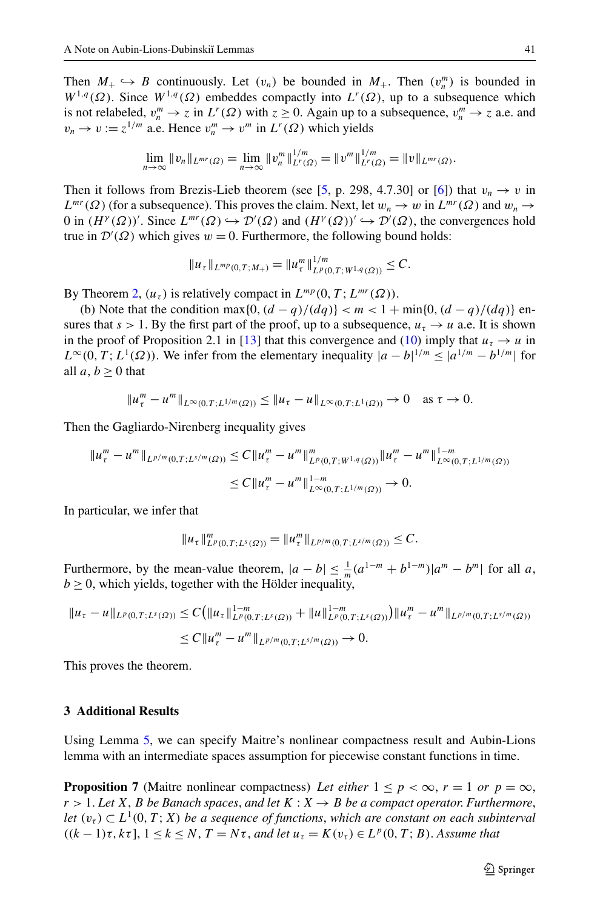Then $M_+ \hookrightarrow B$ continuously. Let $(v_n)$ be bounded in $M_+$. Then $(v_n^m)$ is bounded in $W^{1,q}(\Omega)$. Since $W^{1,q}(\Omega)$ embeddes compactly into $L^r(\Omega)$, up to a subsequence which is not relabeled, $v_n^m \to z$ in $L^r(\Omega)$ with $z \geq 0$. Again up to a subsequence, $v_n^m \to z$ a.e. and $v_n \to v := z^{1/m}$ a.e. Hence $v_n^m \to v^m$ in $L^r(\Omega)$ which yields

$$\lim_{n\to\infty} \|v_n\|_{L^{mr}(\Omega)} = \lim_{n\to\infty} \|v_n^m\|_{L^r(\Omega)}^{1/m} = \|v^m\|_{L^r(\Omega)}^{1/m} = \|v\|_{L^{mr}(\Omega)}.$$

Then it follows from Brezis-Lieb theorem (see [5, p. 298, 4.7.30] or [6]) that $v_n \to v$ in $L^{mr}(\Omega)$ (for a subsequence). This proves the claim. Next, let $w_n \to w$ in $L^{mr}(\Omega)$ and $w_n \to 0$ in $(H^\gamma(\Omega))'$. Since $L^{mr}(\Omega) \hookrightarrow \mathcal{D}'(\Omega)$ and $(H^\gamma(\Omega))' \hookrightarrow \mathcal{D}'(\Omega)$, the convergences hold true in $\mathcal{D}'(\Omega)$ which gives $w = 0$. Furthermore, the following bound holds:

$$\|u_\tau\|_{L^{mp}(0,T;M_+)} = \|u_\tau^m\|_{L^p(0,T;W^{1,q}(\Omega))}^{1/m} \leq C.$$

By Theorem 2, $(u_\tau)$ is relatively compact in $L^{mp}(0,T;L^{mr}(\Omega))$.

(b) Note that the condition $\max\{0,(d-q)/(dq)\} < m < 1 + \min\{0,(d-q)/(dq)\}$ ensures that $s > 1$. By the first part of the proof, up to a subsequence, $u_\tau \to u$ a.e. It is shown in the proof of Proposition 2.1 in [13] that this convergence and (10) imply that $u_\tau \to u$ in $L^\infty(0,T;L^1(\Omega))$. We infer from the elementary inequality $|a-b|^{1/m} \leq |a^{1/m} - b^{1/m}|$ for all $a, b \geq 0$ that

$$\|u_\tau^m - u^m\|_{L^\infty(0,T;L^{1/m}(\Omega))} \leq \|u_\tau - u\|_{L^\infty(0,T;L^1(\Omega))} \to 0 \quad \text{as } \tau \to 0.$$

Then the Gagliardo-Nirenberg inequality gives

$$\begin{aligned}
\|u_\tau^m - u^m\|_{L^{p/m}(0,T;L^{s/m}(\Omega))} &\leq C\|u_\tau^m - u^m\|_{L^p(0,T;W^{1,q}(\Omega))}^m \|u_\tau^m - u^m\|_{L^\infty(0,T;L^{1/m}(\Omega))}^{1-m} \\
&\leq C\|u_\tau^m - u^m\|_{L^\infty(0,T;L^{1/m}(\Omega))}^{1-m} \to 0.
\end{aligned}$$

In particular, we infer that

$$\|u_\tau\|_{L^p(0,T;L^s(\Omega))}^m = \|u_\tau^m\|_{L^{p/m}(0,T;L^{s/m}(\Omega))} \leq C.$$

Furthermore, by the mean-value theorem, $|a-b| \leq \frac{1}{m}(a^{1-m} + b^{1-m})|a^m - b^m|$ for all $a$, $b \geq 0$, which yields, together with the Hölder inequality,

$$\begin{aligned}
\|u_\tau - u\|_{L^p(0,T;L^s(\Omega))} &\leq C\big(\|u_\tau\|_{L^p(0,T;L^s(\Omega))}^{1-m} + \|u\|_{L^p(0,T;L^s(\Omega))}^{1-m}\big)\|u_\tau^m - u^m\|_{L^{p/m}(0,T;L^{s/m}(\Omega))} \\
&\leq C\|u_\tau^m - u^m\|_{L^{p/m}(0,T;L^{s/m}(\Omega))} \to 0.
\end{aligned}$$

This proves the theorem.

## 3 Additional Results

Using Lemma 5, we can specify Maitre's nonlinear compactness result and Aubin-Lions lemma with an intermediate spaces assumption for piecewise constant functions in time.

**Proposition 7** (Maitre nonlinear compactness) *Let either $1 \leq p < \infty$, $r = 1$ or $p = \infty$, $r > 1$. Let $X$, $B$ be Banach spaces, and let $K : X \to B$ be a compact operator. Furthermore, let $(v_\tau) \subset L^1(0,T;X)$ be a sequence of functions, which are constant on each subinterval $((k-1)\tau, k\tau]$, $1 \leq k \leq N$, $T = N\tau$, and let $u_\tau = K(v_\tau) \in L^p(0,T;B)$. Assume that*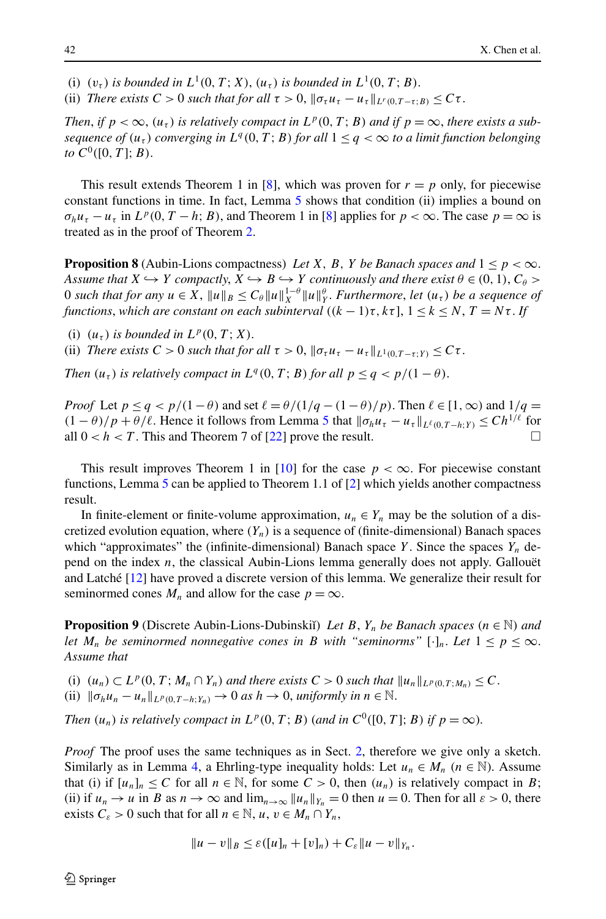(i) $(v_\tau)$ *is bounded in* $L^1(0,T;X)$, $(u_\tau)$ *is bounded in* $L^1(0,T;B)$.
(ii) *There exists* $C>0$ *such that for all* $\tau>0$, $\|\sigma_\tau u_\tau - u_\tau\|_{L^r(0,T-\tau;B)} \le C\tau$.

*Then, if* $p<\infty$, $(u_\tau)$ *is relatively compact in* $L^p(0,T;B)$ *and if* $p=\infty$, *there exists a subsequence of* $(u_\tau)$ *converging in* $L^q(0,T;B)$ *for all* $1\le q<\infty$ *to a limit function belonging to* $C^0([0,T];B)$.

This result extends Theorem 1 in [8], which was proven for $r=p$ only, for piecewise constant functions in time. In fact, Lemma 5 shows that condition (ii) implies a bound on $\sigma_h u_\tau - u_\tau$ in $L^p(0,T-h;B)$, and Theorem 1 in [8] applies for $p<\infty$. The case $p=\infty$ is treated as in the proof of Theorem 2.

**Proposition 8** (Aubin-Lions compactness) *Let* $X$, $B$, $Y$ *be Banach spaces and* $1\le p<\infty$. *Assume that* $X\hookrightarrow Y$ *compactly,* $X\hookrightarrow B\hookrightarrow Y$ *continuously and there exist* $\theta\in(0,1)$, $C_\theta>0$ *such that for any* $u\in X$, $\|u\|_B\le C_\theta\|u\|_X^{1-\theta}\|u\|_Y^\theta$. *Furthermore, let* $(u_\tau)$ *be a sequence of functions, which are constant on each subinterval* $((k-1)\tau,k\tau]$, $1\le k\le N$, $T=N\tau$. *If*

(i) $(u_\tau)$ *is bounded in* $L^p(0,T;X)$.
(ii) *There exists* $C>0$ *such that for all* $\tau>0$, $\|\sigma_\tau u_\tau - u_\tau\|_{L^1(0,T-\tau;Y)}\le C\tau$.

*Then* $(u_\tau)$ *is relatively compact in* $L^q(0,T;B)$ *for all* $p\le q<p/(1-\theta)$.

*Proof* Let $p\le q<p/(1-\theta)$ and set $\ell=\theta/(1/q-(1-\theta)/p)$. Then $\ell\in[1,\infty)$ and $1/q=(1-\theta)/p+\theta/\ell$. Hence it follows from Lemma 5 that $\|\sigma_h u_\tau - u_\tau\|_{L^\ell(0,T-h;Y)}\le Ch^{1/\ell}$ for all $0<h<T$. This and Theorem 7 of [22] prove the result. □

This result improves Theorem 1 in [10] for the case $p<\infty$. For piecewise constant functions, Lemma 5 can be applied to Theorem 1.1 of [2] which yields another compactness result.

In finite-element or finite-volume approximation, $u_n\in Y_n$ may be the solution of a discretized evolution equation, where $(Y_n)$ is a sequence of (finite-dimensional) Banach spaces which "approximates" the (infinite-dimensional) Banach space $Y$. Since the spaces $Y_n$ depend on the index $n$, the classical Aubin-Lions lemma generally does not apply. Gallouët and Latché [12] have proved a discrete version of this lemma. We generalize their result for seminormed cones $M_n$ and allow for the case $p=\infty$.

**Proposition 9** (Discrete Aubin-Lions-Dubinskiĭ) *Let* $B$, $Y_n$ *be Banach spaces* ($n\in\mathbb{N}$) *and let* $M_n$ *be seminormed nonnegative cones in* $B$ *with "seminorms"* $[\cdot]_n$. *Let* $1\le p\le\infty$. *Assume that*

(i) $(u_n)\subset L^p(0,T;M_n\cap Y_n)$ *and there exists* $C>0$ *such that* $\|u_n\|_{L^p(0,T;M_n)}\le C$.
(ii) $\|\sigma_h u_n - u_n\|_{L^p(0,T-h;Y_n)}\to 0$ *as* $h\to 0$, *uniformly in* $n\in\mathbb{N}$.

*Then* $(u_n)$ *is relatively compact in* $L^p(0,T;B)$ (*and in* $C^0([0,T];B)$ *if* $p=\infty$).

*Proof* The proof uses the same techniques as in Sect. 2, therefore we give only a sketch. Similarly as in Lemma 4, a Ehrling-type inequality holds: Let $u_n\in M_n$ ($n\in\mathbb{N}$). Assume that (i) if $[u_n]_n\le C$ for all $n\in\mathbb{N}$, for some $C>0$, then $(u_n)$ is relatively compact in $B$; (ii) if $u_n\to u$ in $B$ as $n\to\infty$ and $\lim_{n\to\infty}\|u_n\|_{Y_n}=0$ then $u=0$. Then for all $\varepsilon>0$, there exists $C_\varepsilon>0$ such that for all $n\in\mathbb{N}$, $u$, $v\in M_n\cap Y_n$,

$$\|u-v\|_B\le\varepsilon([u]_n+[v]_n)+C_\varepsilon\|u-v\|_{Y_n}.$$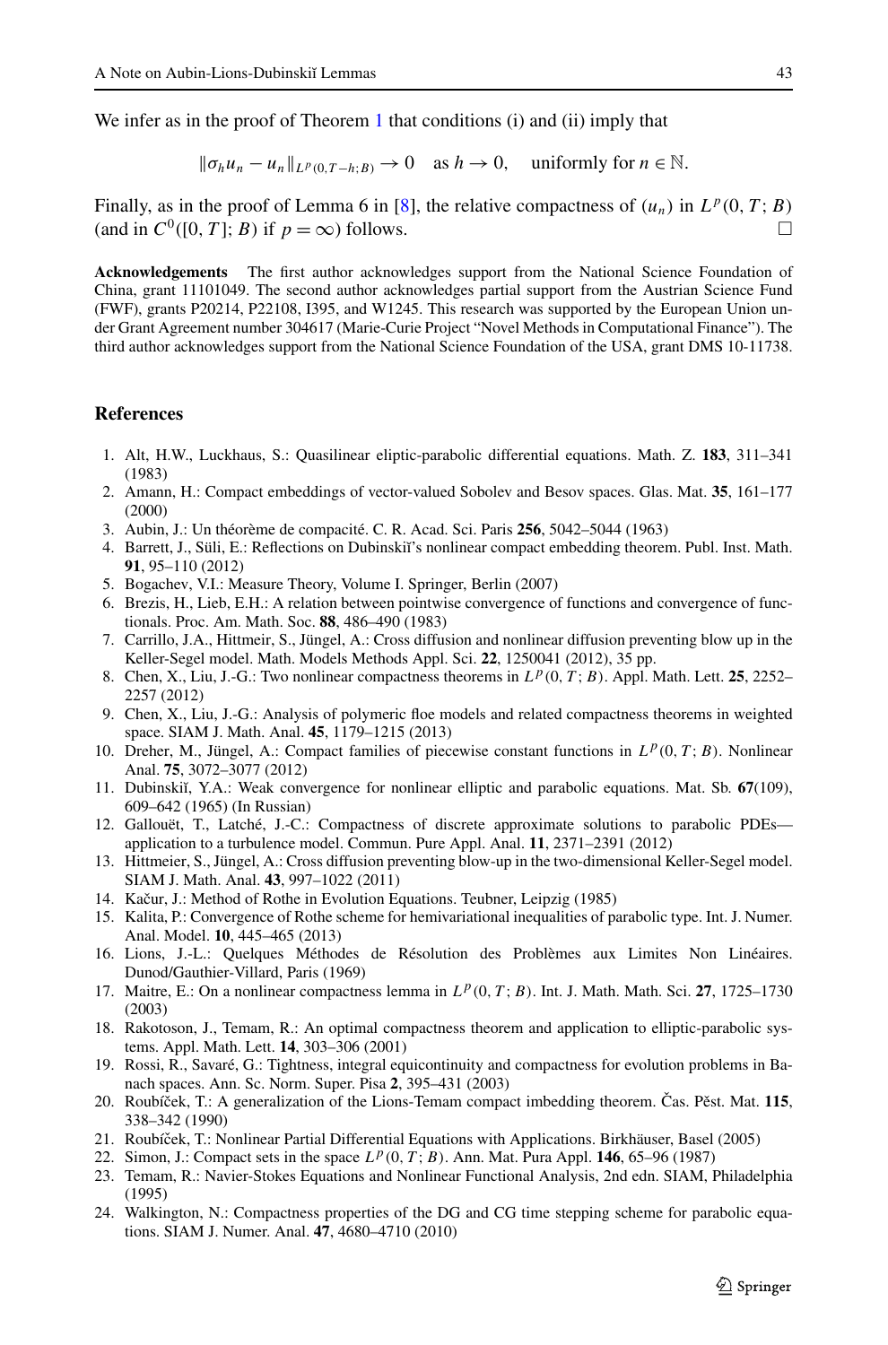We infer as in the proof of Theorem 1 that conditions (i) and (ii) imply that

$$\|\sigma_h u_n - u_n\|_{L^p(0,T-h;B)} \to 0 \quad \text{as } h \to 0, \quad \text{uniformly for } n \in \mathbb{N}.$$

Finally, as in the proof of Lemma 6 in [8], the relative compactness of $(u_n)$ in $L^p(0,T;B)$ (and in $C^0([0,T];B)$ if $p = \infty$) follows. $\square$

**Acknowledgements** The first author acknowledges support from the National Science Foundation of China, grant 11101049. The second author acknowledges partial support from the Austrian Science Fund (FWF), grants P20214, P22108, I395, and W1245. This research was supported by the European Union under Grant Agreement number 304617 (Marie-Curie Project "Novel Methods in Computational Finance"). The third author acknowledges support from the National Science Foundation of the USA, grant DMS 10-11738.

## References

1. Alt, H.W., Luckhaus, S.: Quasilinear eliptic-parabolic differential equations. Math. Z. **183**, 311–341 (1983)
2. Amann, H.: Compact embeddings of vector-valued Sobolev and Besov spaces. Glas. Mat. **35**, 161–177 (2000)
3. Aubin, J.: Un théorème de compacité. C. R. Acad. Sci. Paris **256**, 5042–5044 (1963)
4. Barrett, J., Süli, E.: Reflections on Dubinskiĭ's nonlinear compact embedding theorem. Publ. Inst. Math. **91**, 95–110 (2012)
5. Bogachev, V.I.: Measure Theory, Volume I. Springer, Berlin (2007)
6. Brezis, H., Lieb, E.H.: A relation between pointwise convergence of functions and convergence of functionals. Proc. Am. Math. Soc. **88**, 486–490 (1983)
7. Carrillo, J.A., Hittmeir, S., Jüngel, A.: Cross diffusion and nonlinear diffusion preventing blow up in the Keller-Segel model. Math. Models Methods Appl. Sci. **22**, 1250041 (2012), 35 pp.
8. Chen, X., Liu, J.-G.: Two nonlinear compactness theorems in $L^p(0,T;B)$. Appl. Math. Lett. **25**, 2252–2257 (2012)
9. Chen, X., Liu, J.-G.: Analysis of polymeric floe models and related compactness theorems in weighted space. SIAM J. Math. Anal. **45**, 1179–1215 (2013)
10. Dreher, M., Jüngel, A.: Compact families of piecewise constant functions in $L^p(0,T;B)$. Nonlinear Anal. **75**, 3072–3077 (2012)
11. Dubinskiĭ, Y.A.: Weak convergence for nonlinear elliptic and parabolic equations. Mat. Sb. **67**(109), 609–642 (1965) (In Russian)
12. Gallouët, T., Latché, J.-C.: Compactness of discrete approximate solutions to parabolic PDEs—application to a turbulence model. Commun. Pure Appl. Anal. **11**, 2371–2391 (2012)
13. Hittmeier, S., Jüngel, A.: Cross diffusion preventing blow-up in the two-dimensional Keller-Segel model. SIAM J. Math. Anal. **43**, 997–1022 (2011)
14. Kačur, J.: Method of Rothe in Evolution Equations. Teubner, Leipzig (1985)
15. Kalita, P.: Convergence of Rothe scheme for hemivariational inequalities of parabolic type. Int. J. Numer. Anal. Model. **10**, 445–465 (2013)
16. Lions, J.-L.: Quelques Méthodes de Résolution des Problèmes aux Limites Non Linéaires. Dunod/Gauthier-Villard, Paris (1969)
17. Maitre, E.: On a nonlinear compactness lemma in $L^p(0,T;B)$. Int. J. Math. Math. Sci. **27**, 1725–1730 (2003)
18. Rakotoson, J., Temam, R.: An optimal compactness theorem and application to elliptic-parabolic systems. Appl. Math. Lett. **14**, 303–306 (2001)
19. Rossi, R., Savaré, G.: Tightness, integral equicontinuity and compactness for evolution problems in Banach spaces. Ann. Sc. Norm. Super. Pisa **2**, 395–431 (2003)
20. Roubíček, T.: A generalization of the Lions-Temam compact imbedding theorem. Čas. Pěst. Mat. **115**, 338–342 (1990)
21. Roubíček, T.: Nonlinear Partial Differential Equations with Applications. Birkhäuser, Basel (2005)
22. Simon, J.: Compact sets in the space $L^p(0,T;B)$. Ann. Mat. Pura Appl. **146**, 65–96 (1987)
23. Temam, R.: Navier-Stokes Equations and Nonlinear Functional Analysis, 2nd edn. SIAM, Philadelphia (1995)
24. Walkington, N.: Compactness properties of the DG and CG time stepping scheme for parabolic equations. SIAM J. Numer. Anal. **47**, 4680–4710 (2010)